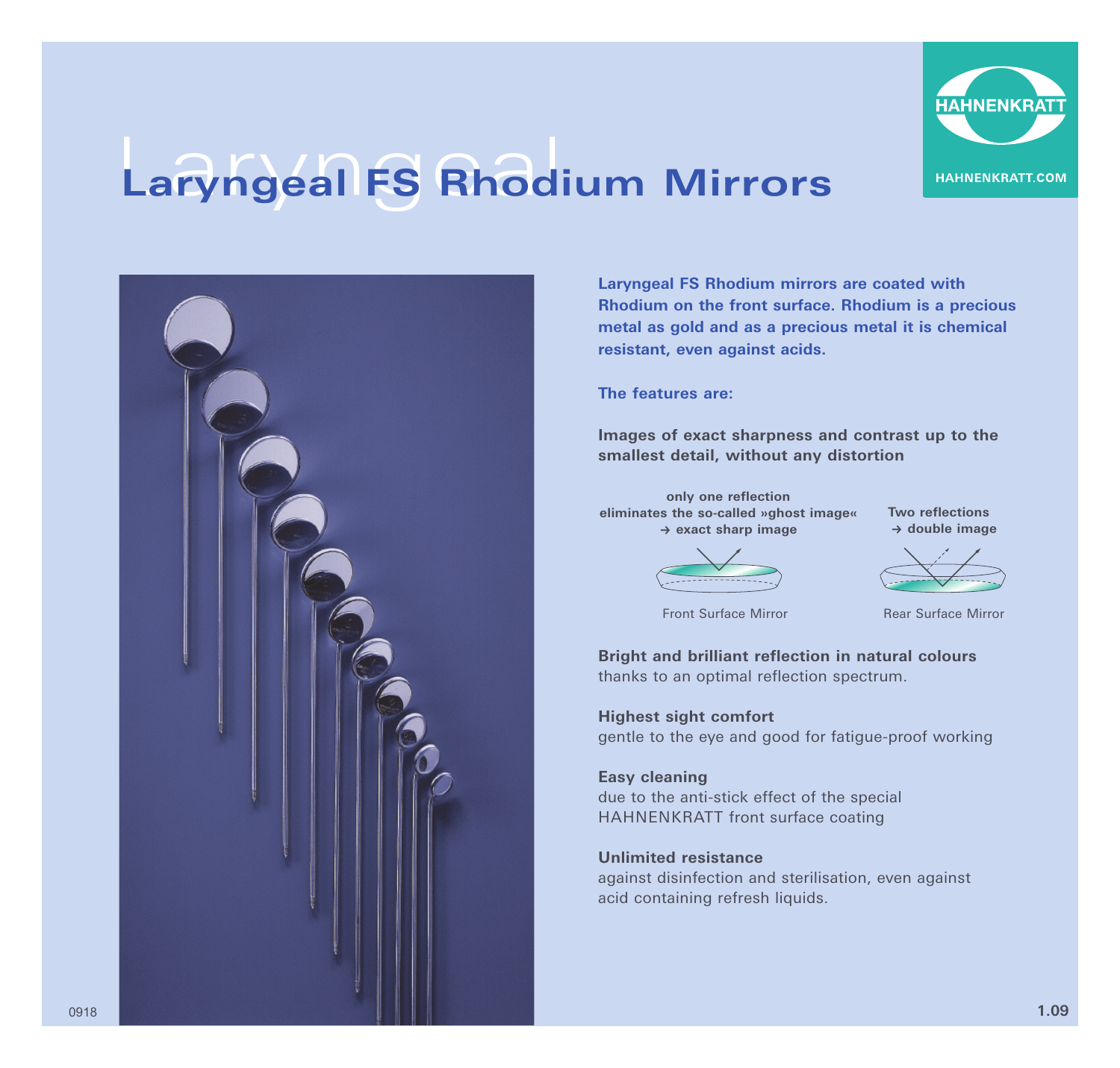# Laryngeal FS Rhodium Mirrors

HAHNENKRATT

HAHNENKRATT.COM

**Laryngeal FS Rhodium mirrors are coated with Rhodium on the front surface. Rhodium is a precious metal as gold and as a precious metal it is chemical resistant, even against acids.**

**The features are:**

**Images of exact sharpness and contrast up to the smallest detail, without any distortion**

**only one reflection eliminates the so-called »ghost image« → exact sharp image**

**Two reflections → double image**

Front Surface Mirror

Rear Surface Mirror

**Bright and brilliant reflection in natural colours**
thanks to an optimal reflection spectrum.

**Highest sight comfort**
gentle to the eye and good for fatigue-proof working

**Easy cleaning**
due to the anti-stick effect of the special HAHNENKRATT front surface coating

**Unlimited resistance**
against disinfection and sterilisation, even against acid containing refresh liquids.

0918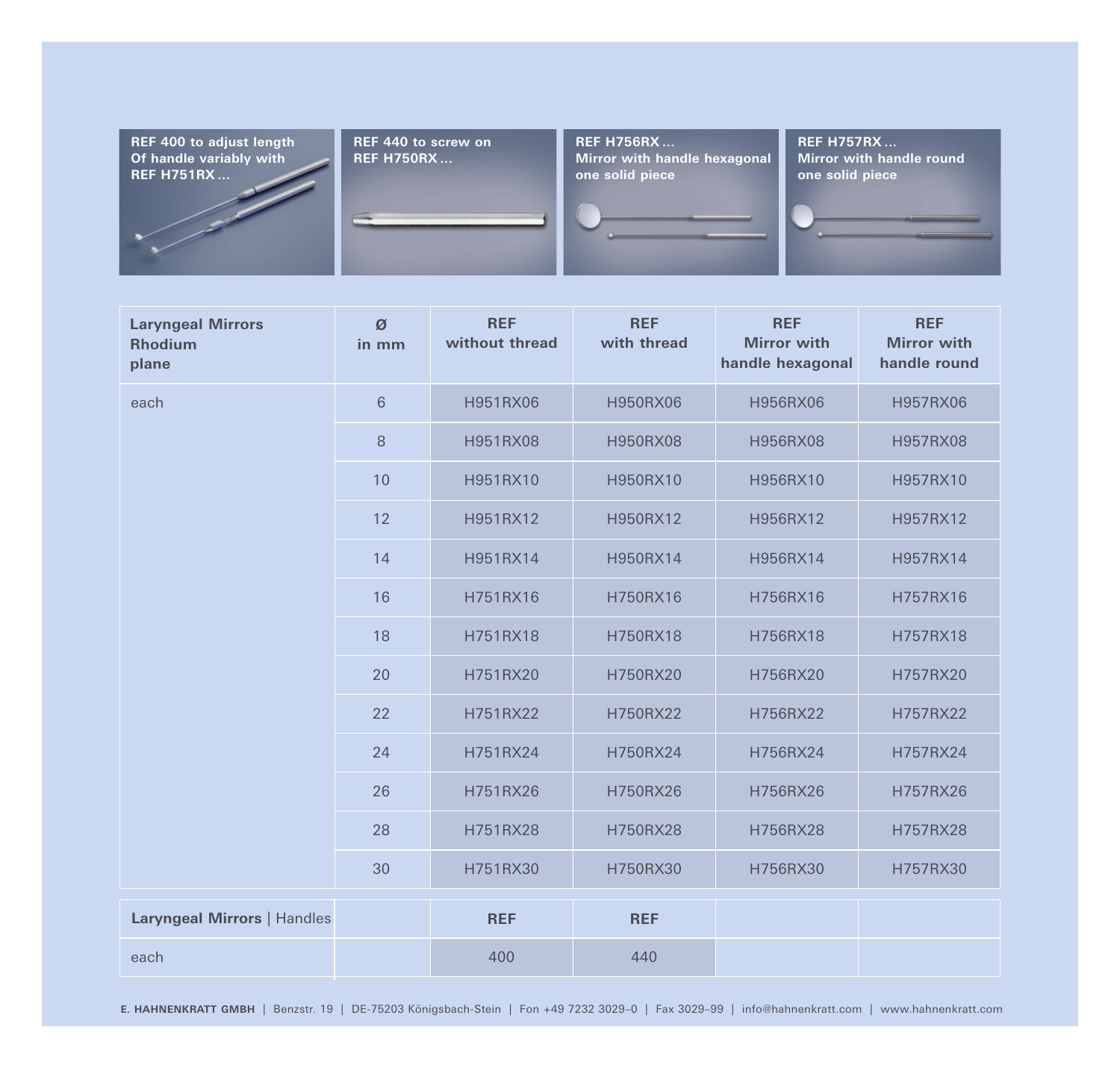REF 400 to adjust length
Of handle variably with
REF H751RX …

REF 440 to screw on
REF H750RX …

REF H756RX …
Mirror with handle hexagonal
one solid piece

REF H757RX …
Mirror with handle round
one solid piece

| **Laryngeal Mirrors Rhodium plane** | **Ø in mm** | **REF without thread** | **REF with thread** | **REF Mirror with handle hexagonal** | **REF Mirror with handle round** |
|---|---|---|---|---|---|
| each | 6 | H951RX06 | H950RX06 | H956RX06 | H957RX06 |
| | 8 | H951RX08 | H950RX08 | H956RX08 | H957RX08 |
| | 10 | H951RX10 | H950RX10 | H956RX10 | H957RX10 |
| | 12 | H951RX12 | H950RX12 | H956RX12 | H957RX12 |
| | 14 | H951RX14 | H950RX14 | H956RX14 | H957RX14 |
| | 16 | H751RX16 | H750RX16 | H756RX16 | H757RX16 |
| | 18 | H751RX18 | H750RX18 | H756RX18 | H757RX18 |
| | 20 | H751RX20 | H750RX20 | H756RX20 | H757RX20 |
| | 22 | H751RX22 | H750RX22 | H756RX22 | H757RX22 |
| | 24 | H751RX24 | H750RX24 | H756RX24 | H757RX24 |
| | 26 | H751RX26 | H750RX26 | H756RX26 | H757RX26 |
| | 28 | H751RX28 | H750RX28 | H756RX28 | H757RX28 |
| | 30 | H751RX30 | H750RX30 | H756RX30 | H757RX30 |

| **Laryngeal Mirrors** \| Handles | | **REF** | **REF** | | |
|---|---|---|---|---|---|
| each | | 400 | 440 | | |

**E. HAHNENKRATT GMBH** | Benzstr. 19 | DE-75203 Königsbach-Stein | Fon +49 7232 3029–0 | Fax 3029–99 | info@hahnenkratt.com | www.hahnenkratt.com